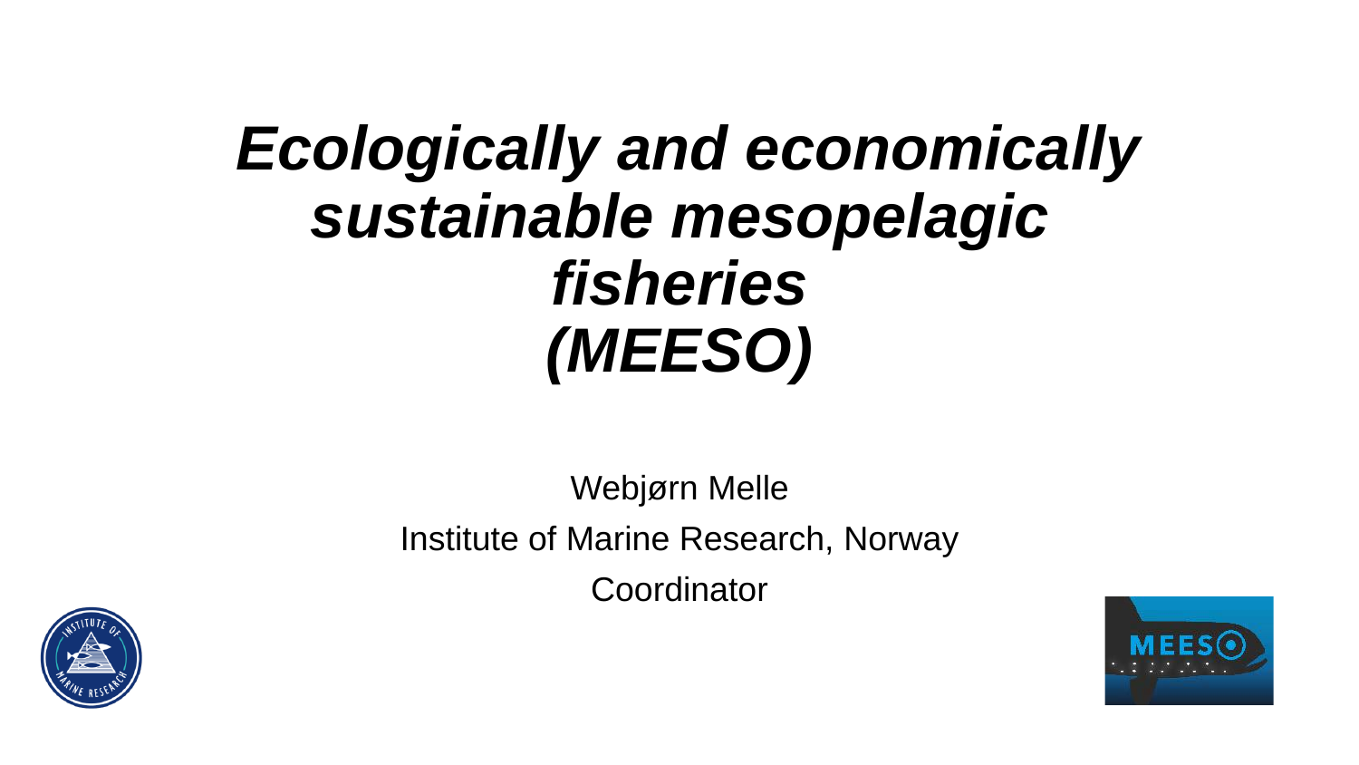# *Ecologically and economically sustainable mesopelagic fisheries (MEESO)*

Webjørn Melle

Institute of Marine Research, Norway

Coordinator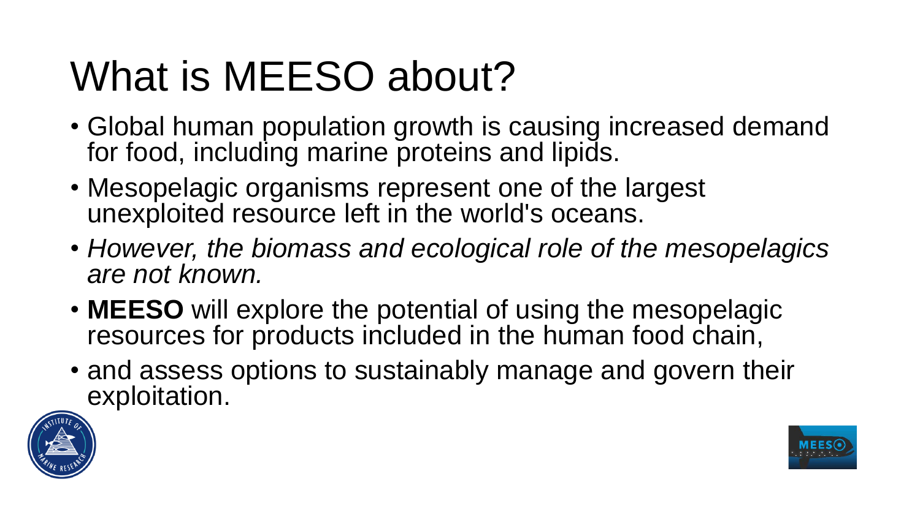# What is MEESO about?

- Global human population growth is causing increased demand for food, including marine proteins and lipids.
- Mesopelagic organisms represent one of the largest unexploited resource left in the world's oceans.
- *However, the biomass and ecological role of the mesopelagics are not known.*
- **MEESO** will explore the potential of using the mesopelagic resources for products included in the human food chain,
- and assess options to sustainably manage and govern their exploitation.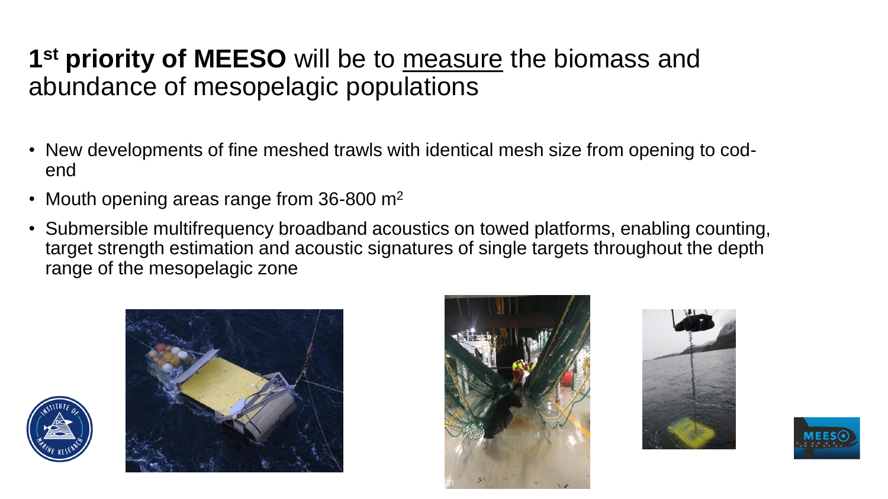# 1[st] priority of MEESO will be to <u>measure</u> the biomass and abundance of mesopelagic populations

- New developments of fine meshed trawls with identical mesh size from opening to cod-end
- Mouth opening areas range from 36-800 $m^2$
- Submersible multifrequency broadband acoustics on towed platforms, enabling counting, target strength estimation and acoustic signatures of single targets throughout the depth range of the mesopelagic zone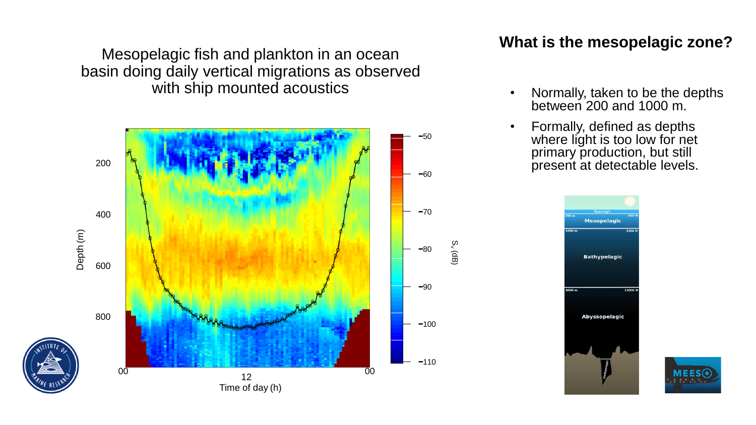Mesopelagic fish and plankton in an ocean basin doing daily vertical migrations as observed with ship mounted acoustics

## What is the mesopelagic zone?

- Normally, taken to be the depths between 200 and 1000 m.
- Formally, defined as depths where light is too low for net primary production, but still present at detectable levels.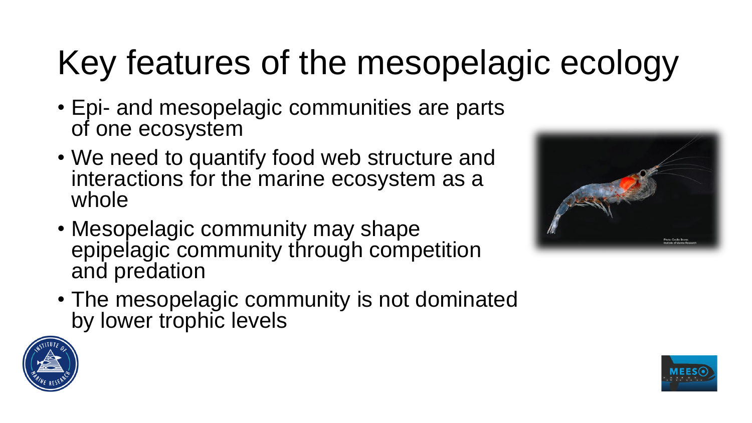# Key features of the mesopelagic ecology

- Epi- and mesopelagic communities are parts of one ecosystem
- We need to quantify food web structure and interactions for the marine ecosystem as a whole
- Mesopelagic community may shape epipelagic community through competition and predation
- The mesopelagic community is not dominated by lower trophic levels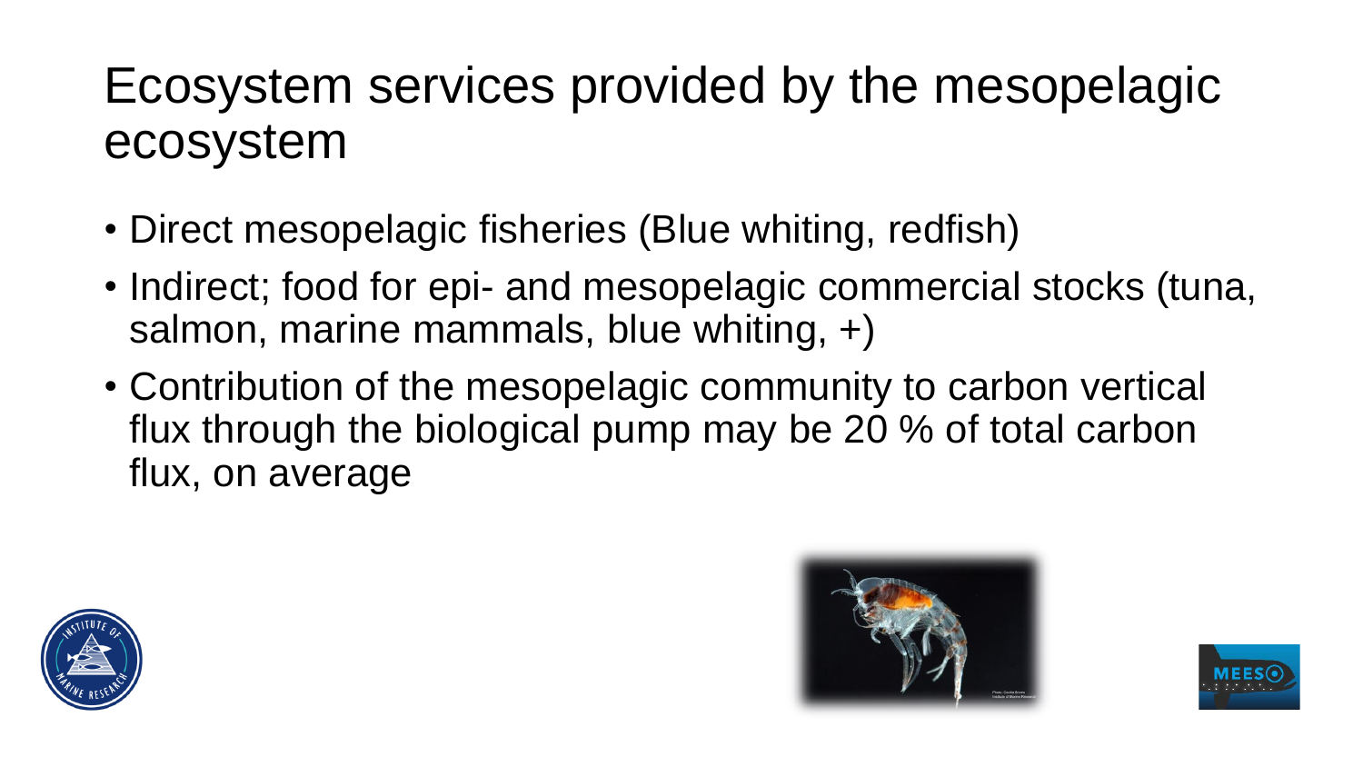# Ecosystem services provided by the mesopelagic ecosystem

- Direct mesopelagic fisheries (Blue whiting, redfish)
- Indirect; food for epi- and mesopelagic commercial stocks (tuna, salmon, marine mammals, blue whiting, +)
- Contribution of the mesopelagic community to carbon vertical flux through the biological pump may be 20 % of total carbon flux, on average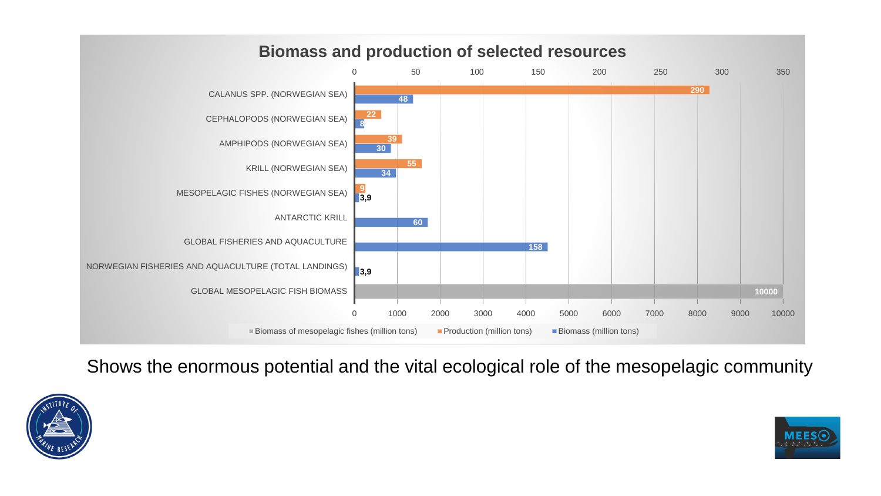## Biomass and production of selected resources

| Resource | Production (million tons) | Biomass (million tons) | Biomass of mesopelagic fishes (million tons) |
|---|---|---|---|
| CALANUS SPP. (NORWEGIAN SEA) | 290 | 48 | |
| CEPHALOPODS (NORWEGIAN SEA) | 22 | 8 | |
| AMPHIPODS (NORWEGIAN SEA) | 39 | 30 | |
| KRILL (NORWEGIAN SEA) | 55 | 34 | |
| MESOPELAGIC FISHES (NORWEGIAN SEA) | 9 | 3,9 | |
| ANTARCTIC KRILL | | 60 | |
| GLOBAL FISHERIES AND AQUACULTURE | | 158 | |
| NORWEGIAN FISHERIES AND AQUACULTURE (TOTAL LANDINGS) | | 3,9 | |
| GLOBAL MESOPELAGIC FISH BIOMASS | | | 10000 |

Shows the enormous potential and the vital ecological role of the mesopelagic community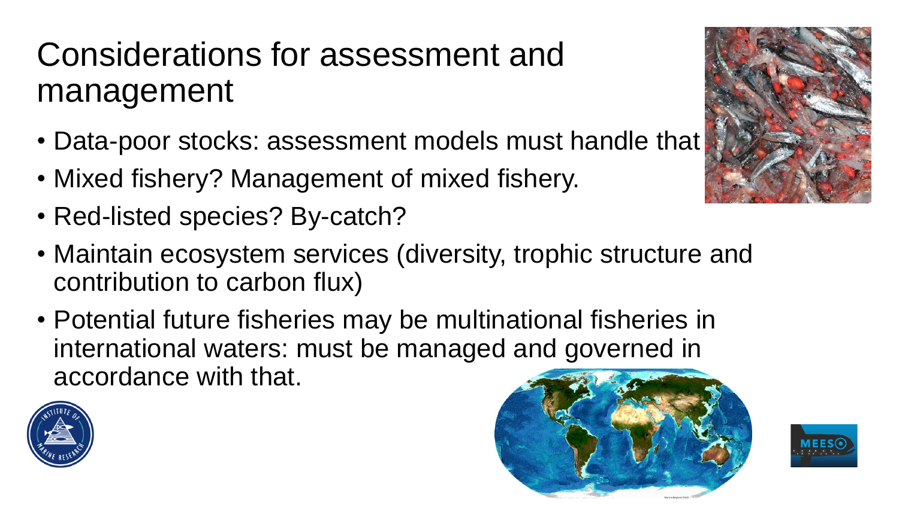# Considerations for assessment and management

- Data-poor stocks: assessment models must handle that
- Mixed fishery? Management of mixed fishery.
- Red-listed species? By-catch?
- Maintain ecosystem services (diversity, trophic structure and contribution to carbon flux)
- Potential future fisheries may be multinational fisheries in international waters: must be managed and governed in accordance with that.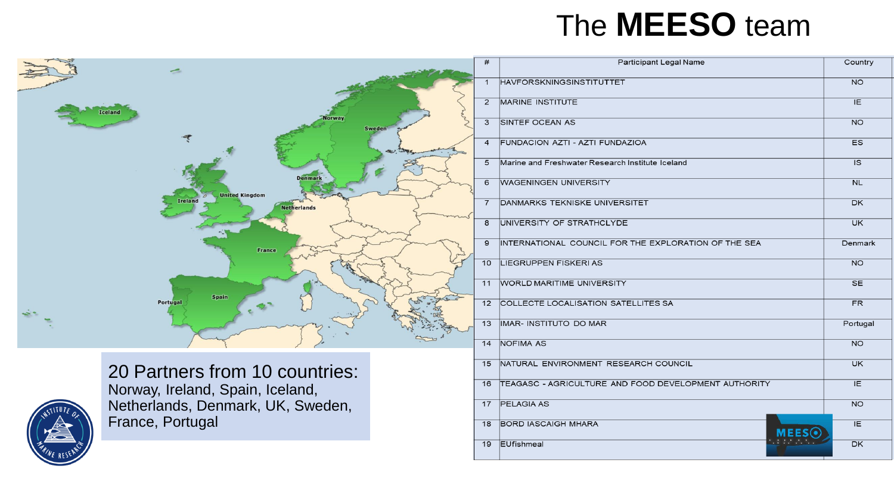# The **MEESO** team

Iceland
Norway
Sweden
Denmark
United Kingdom
Ireland
Netherlands
France
Portugal
Spain

20 Partners from 10 countries:
Norway, Ireland, Spain, Iceland, Netherlands, Denmark, UK, Sweden, France, Portugal

| # | Participant Legal Name | Country |
|---|---|---|
| 1 | HAVFORSKNINGSINSTITUTTET | NO |
| 2 | MARINE INSTITUTE | IE |
| 3 | SINTEF OCEAN AS | NO |
| 4 | FUNDACION AZTI - AZTI FUNDAZIOA | ES |
| 5 | Marine and Freshwater Research Institute Iceland | IS |
| 6 | WAGENINGEN UNIVERSITY | NL |
| 7 | DANMARKS TEKNISKE UNIVERSITET | DK |
| 8 | UNIVERSITY OF STRATHCLYDE | UK |
| 9 | INTERNATIONAL COUNCIL FOR THE EXPLORATION OF THE SEA | Denmark |
| 10 | LIEGRUPPEN FISKERI AS | NO |
| 11 | WORLD MARITIME UNIVERSITY | SE |
| 12 | COLLECTE LOCALISATION SATELLITES SA | FR |
| 13 | IMAR- INSTITUTO DO MAR | Portugal |
| 14 | NOFIMA AS | NO |
| 15 | NATURAL ENVIRONMENT RESEARCH COUNCIL | UK |
| 16 | TEAGASC - AGRICULTURE AND FOOD DEVELOPMENT AUTHORITY | IE |
| 17 | PELAGIA AS | NO |
| 18 | BORD IASCAIGH MHARA | IE |
| 19 | EUfishmeal | DK |